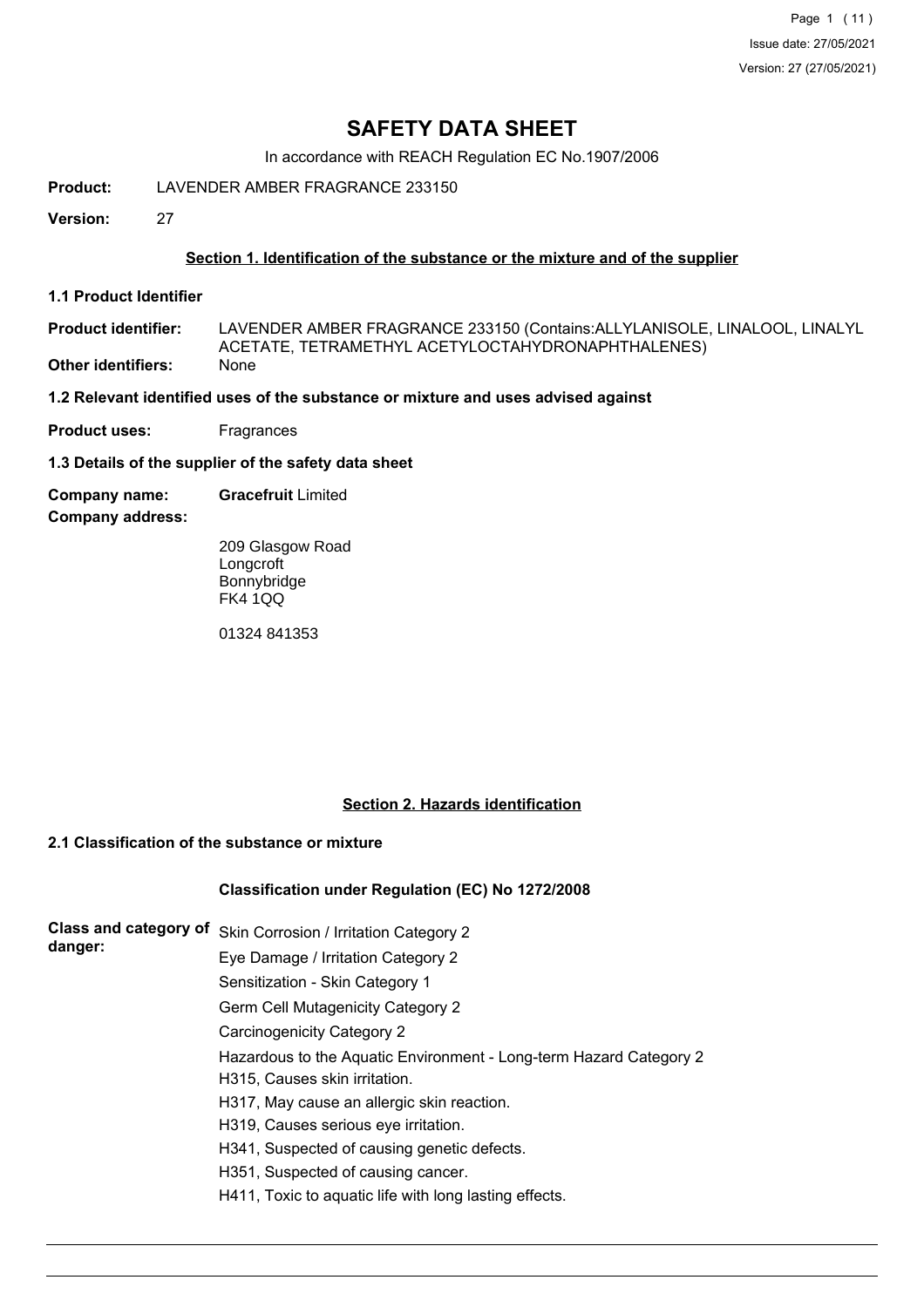# SAFETY DATA SHEET

In accordance with REACH Regulation EC No.1907/2006

**Product:** LAVENDER AMBER FRAGRANCE 233150

**Version:** 27

## Section 1. Identification of the substance or the mixture and of the supplier

### 1.1 Product Identifier

**Product identifier:** LAVENDER AMBER FRAGRANCE 233150 (Contains:ALLYLANISOLE, LINALOOL, LINALYL ACETATE, TETRAMETHYL ACETYLOCTAHYDRONAPHTHALENES)

**Other identifiers:** None

### 1.2 Relevant identified uses of the substance or mixture and uses advised against

**Product uses:** Fragrances

### 1.3 Details of the supplier of the safety data sheet

**Company name:** **Gracefruit** Limited

**Company address:**

209 Glasgow Road
Longcroft
Bonnybridge
FK4 1QQ

01324 841353

## Section 2. Hazards identification

### 2.1 Classification of the substance or mixture

**Classification under Regulation (EC) No 1272/2008**

**Class and category of danger:**

Skin Corrosion / Irritation Category 2

Eye Damage / Irritation Category 2

Sensitization - Skin Category 1

Germ Cell Mutagenicity Category 2

Carcinogenicity Category 2

Hazardous to the Aquatic Environment - Long-term Hazard Category 2

H315, Causes skin irritation.

H317, May cause an allergic skin reaction.

H319, Causes serious eye irritation.

H341, Suspected of causing genetic defects.

H351, Suspected of causing cancer.

H411, Toxic to aquatic life with long lasting effects.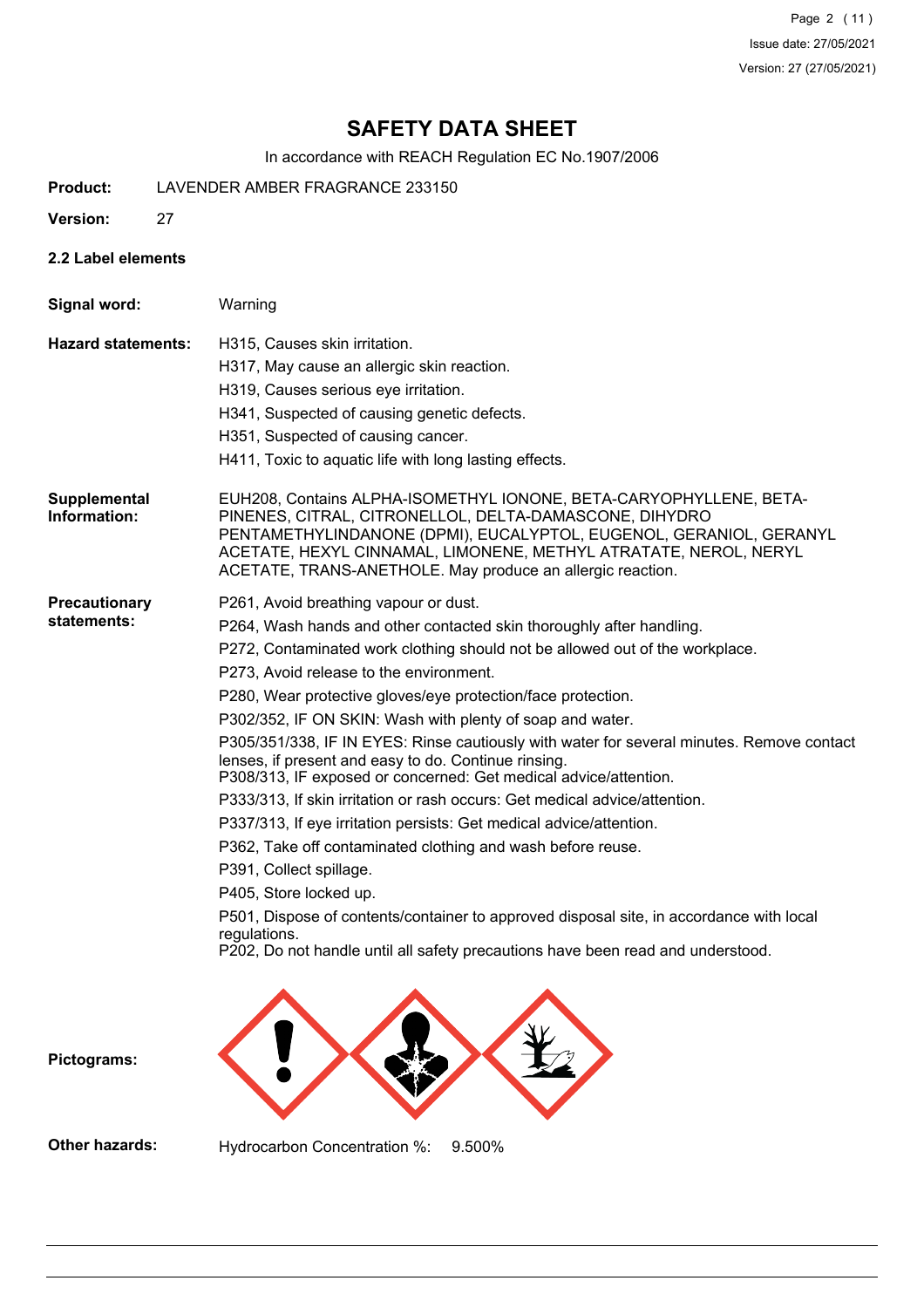# SAFETY DATA SHEET

In accordance with REACH Regulation EC No.1907/2006

**Product:** LAVENDER AMBER FRAGRANCE 233150

**Version:** 27

### 2.2 Label elements

**Signal word:** Warning

**Hazard statements:**
H315, Causes skin irritation.
H317, May cause an allergic skin reaction.
H319, Causes serious eye irritation.
H341, Suspected of causing genetic defects.
H351, Suspected of causing cancer.
H411, Toxic to aquatic life with long lasting effects.

**Supplemental Information:**
EUH208, Contains ALPHA-ISOMETHYL IONONE, BETA-CARYOPHYLLENE, BETA-PINENES, CITRAL, CITRONELLOL, DELTA-DAMASCONE, DIHYDRO PENTAMETHYLINDANONE (DPMI), EUCALYPTOL, EUGENOL, GERANIOL, GERANYL ACETATE, HEXYL CINNAMAL, LIMONENE, METHYL ATRATATE, NEROL, NERYL ACETATE, TRANS-ANETHOLE. May produce an allergic reaction.

**Precautionary statements:**
P261, Avoid breathing vapour or dust.
P264, Wash hands and other contacted skin thoroughly after handling.
P272, Contaminated work clothing should not be allowed out of the workplace.
P273, Avoid release to the environment.
P280, Wear protective gloves/eye protection/face protection.
P302/352, IF ON SKIN: Wash with plenty of soap and water.
P305/351/338, IF IN EYES: Rinse cautiously with water for several minutes. Remove contact lenses, if present and easy to do. Continue rinsing.
P308/313, IF exposed or concerned: Get medical advice/attention.
P333/313, If skin irritation or rash occurs: Get medical advice/attention.
P337/313, If eye irritation persists: Get medical advice/attention.
P362, Take off contaminated clothing and wash before reuse.
P391, Collect spillage.
P405, Store locked up.
P501, Dispose of contents/container to approved disposal site, in accordance with local regulations.
P202, Do not handle until all safety precautions have been read and understood.

**Pictograms:**

**Other hazards:** Hydrocarbon Concentration %: 9.500%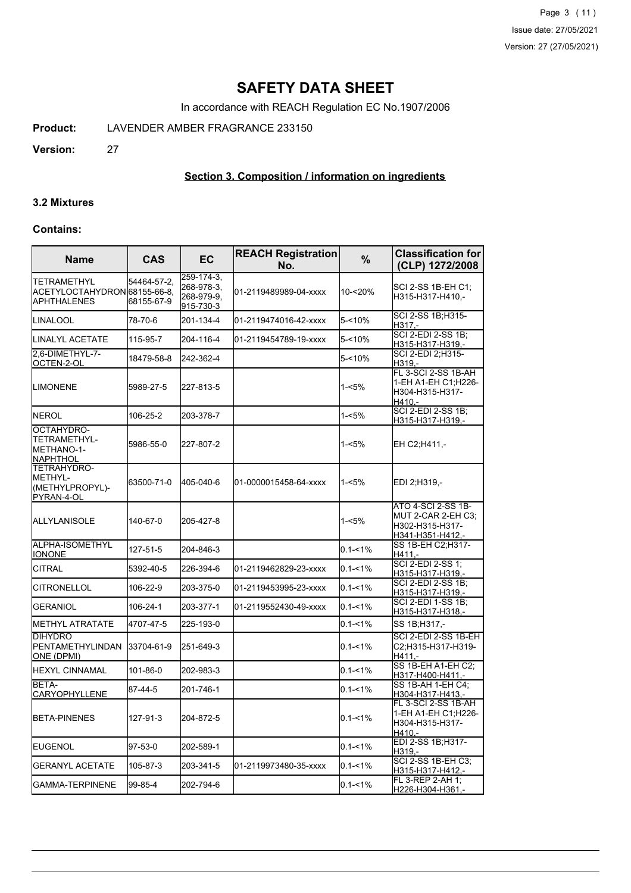# SAFETY DATA SHEET

In accordance with REACH Regulation EC No.1907/2006

**Product:** LAVENDER AMBER FRAGRANCE 233150

**Version:** 27

## Section 3. Composition / information on ingredients

### 3.2 Mixtures

**Contains:**

| Name | CAS | EC | REACH Registration No. | % | Classification for (CLP) 1272/2008 |
|---|---|---|---|---|---|
| TETRAMETHYL ACETYLOCTAHYDRONAPHTHALENES | 54464-57-2, 68155-66-8, 68155-67-9 | 259-174-3, 268-978-3, 268-979-9, 915-730-3 | 01-2119489989-04-xxxx | 10-<20% | SCI 2-SS 1B-EH C1; H315-H317-H410,- |
| LINALOOL | 78-70-6 | 201-134-4 | 01-2119474016-42-xxxx | 5-<10% | SCI 2-SS 1B;H315-H317,- |
| LINALYL ACETATE | 115-95-7 | 204-116-4 | 01-2119454789-19-xxxx | 5-<10% | SCI 2-EDI 2-SS 1B; H315-H317-H319,- |
| 2,6-DIMETHYL-7-OCTEN-2-OL | 18479-58-8 | 242-362-4 | | 5-<10% | SCI 2-EDI 2;H315-H319,- |
| LIMONENE | 5989-27-5 | 227-813-5 | | 1-<5% | FL 3-SCI 2-SS 1B-AH 1-EH A1-EH C1;H226-H304-H315-H317-H410,- |
| NEROL | 106-25-2 | 203-378-7 | | 1-<5% | SCI 2-EDI 2-SS 1B; H315-H317-H319,- |
| OCTAHYDRO-TETRAMETHYL-METHANO-1-NAPHTHOL | 5986-55-0 | 227-807-2 | | 1-<5% | EH C2;H411,- |
| TETRAHYDRO-METHYL-(METHYLPROPYL)-PYRAN-4-OL | 63500-71-0 | 405-040-6 | 01-0000015458-64-xxxx | 1-<5% | EDI 2;H319,- |
| ALLYLANISOLE | 140-67-0 | 205-427-8 | | 1-<5% | ATO 4-SCI 2-SS 1B-MUT 2-CAR 2-EH C3; H302-H315-H317-H341-H351-H412,- |
| ALPHA-ISOMETHYL IONONE | 127-51-5 | 204-846-3 | | 0.1-<1% | SS 1B-EH C2;H317-H411,- |
| CITRAL | 5392-40-5 | 226-394-6 | 01-2119462829-23-xxxx | 0.1-<1% | SCI 2-EDI 2-SS 1; H315-H317-H319,- |
| CITRONELLOL | 106-22-9 | 203-375-0 | 01-2119453995-23-xxxx | 0.1-<1% | SCI 2-EDI 2-SS 1B; H315-H317-H319,- |
| GERANIOL | 106-24-1 | 203-377-1 | 01-2119552430-49-xxxx | 0.1-<1% | SCI 2-EDI 1-SS 1B; H315-H317-H318,- |
| METHYL ATRATATE | 4707-47-5 | 225-193-0 | | 0.1-<1% | SS 1B;H317,- |
| DIHYDRO PENTAMETHYLINDANONE (DPMI) | 33704-61-9 | 251-649-3 | | 0.1-<1% | SCI 2-EDI 2-SS 1B-EH C2;H315-H317-H319-H411,- |
| HEXYL CINNAMAL | 101-86-0 | 202-983-3 | | 0.1-<1% | SS 1B-EH A1-EH C2; H317-H400-H411,- |
| BETA-CARYOPHYLLENE | 87-44-5 | 201-746-1 | | 0.1-<1% | SS 1B-AH 1-EH C4; H304-H317-H413,- |
| BETA-PINENES | 127-91-3 | 204-872-5 | | 0.1-<1% | FL 3-SCI 2-SS 1B-AH 1-EH A1-EH C1;H226-H304-H315-H317-H410,- |
| EUGENOL | 97-53-0 | 202-589-1 | | 0.1-<1% | EDI 2-SS 1B;H317-H319,- |
| GERANYL ACETATE | 105-87-3 | 203-341-5 | 01-2119973480-35-xxxx | 0.1-<1% | SCI 2-SS 1B-EH C3; H315-H317-H412,- |
| GAMMA-TERPINENE | 99-85-4 | 202-794-6 | | 0.1-<1% | FL 3-REP 2-AH 1; H226-H304-H361,- |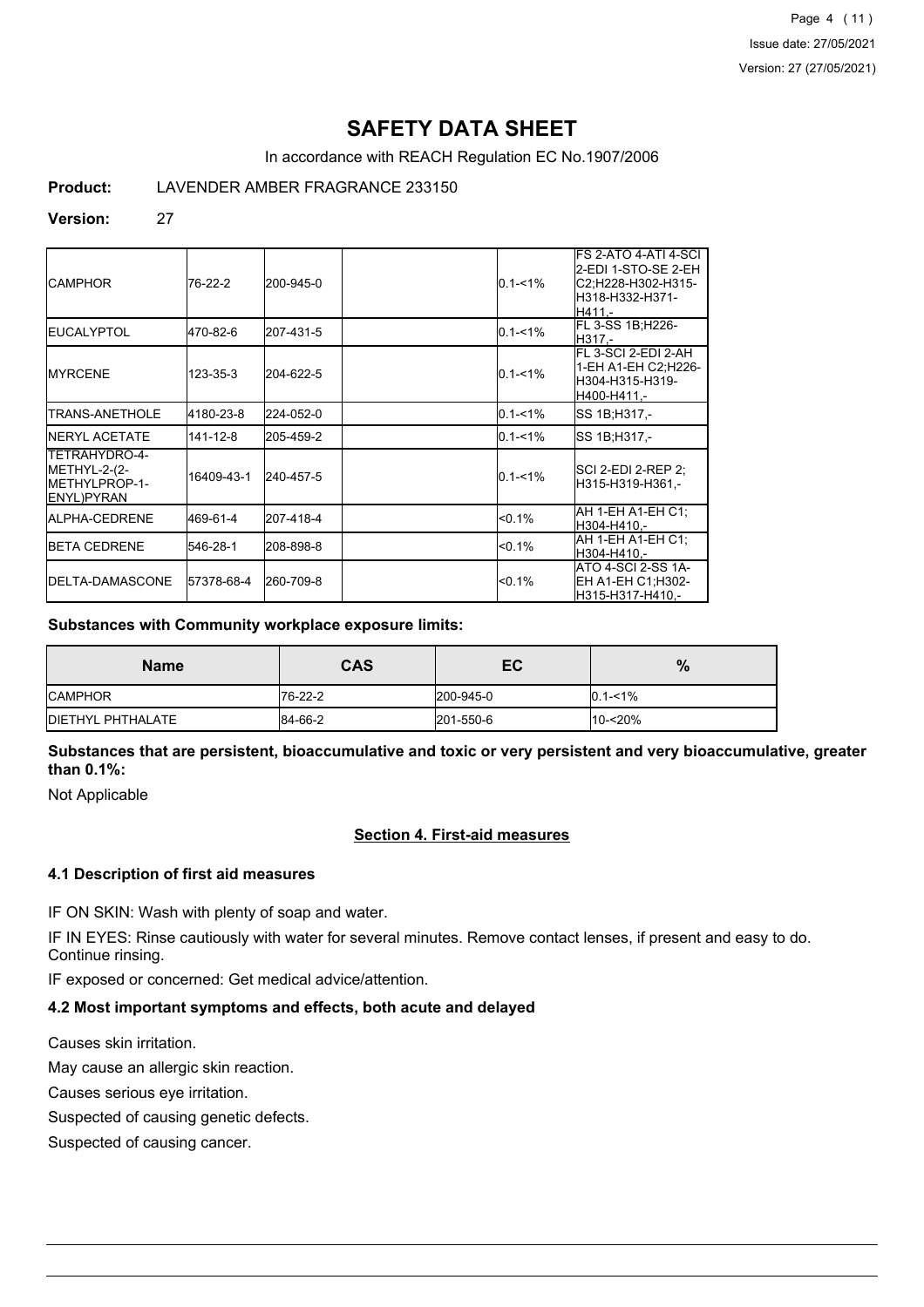| | | | | | |
|---|---|---|---|---|---|
| CAMPHOR | 76-22-2 | 200-945-0 | | 0.1-<1% | FS 2-ATO 4-ATI 4-SCI 2-EDI 1-STO-SE 2-EH C2;H228-H302-H315-H318-H332-H371-H411,- |
| EUCALYPTOL | 470-82-6 | 207-431-5 | | 0.1-<1% | FL 3-SS 1B;H226-H317,- |
| MYRCENE | 123-35-3 | 204-622-5 | | 0.1-<1% | FL 3-SCI 2-EDI 2-AH 1-EH A1-EH C2;H226-H304-H315-H319-H400-H411,- |
| TRANS-ANETHOLE | 4180-23-8 | 224-052-0 | | 0.1-<1% | SS 1B;H317,- |
| NERYL ACETATE | 141-12-8 | 205-459-2 | | 0.1-<1% | SS 1B;H317,- |
| TETRAHYDRO-4-METHYL-2-(2-METHYLPROP-1-ENYL)PYRAN | 16409-43-1 | 240-457-5 | | 0.1-<1% | SCI 2-EDI 2-REP 2;H315-H319-H361,- |
| ALPHA-CEDRENE | 469-61-4 | 207-418-4 | | <0.1% | AH 1-EH A1-EH C1;H304-H410,- |
| BETA CEDRENE | 546-28-1 | 208-898-8 | | <0.1% | AH 1-EH A1-EH C1;H304-H410,- |
| DELTA-DAMASCONE | 57378-68-4 | 260-709-8 | | <0.1% | ATO 4-SCI 2-SS 1A-EH A1-EH C1;H302-H315-H317-H410,- |

**Substances with Community workplace exposure limits:**

| Name | CAS | EC | % |
|---|---|---|---|
| CAMPHOR | 76-22-2 | 200-945-0 | 0.1-<1% |
| DIETHYL PHTHALATE | 84-66-2 | 201-550-6 | 10-<20% |

**Substances that are persistent, bioaccumulative and toxic or very persistent and very bioaccumulative, greater than 0.1%:**

Not Applicable

## Section 4. First-aid measures

### 4.1 Description of first aid measures

IF ON SKIN: Wash with plenty of soap and water.

IF IN EYES: Rinse cautiously with water for several minutes. Remove contact lenses, if present and easy to do. Continue rinsing.

IF exposed or concerned: Get medical advice/attention.

### 4.2 Most important symptoms and effects, both acute and delayed

Causes skin irritation.

May cause an allergic skin reaction.

Causes serious eye irritation.

Suspected of causing genetic defects.

Suspected of causing cancer.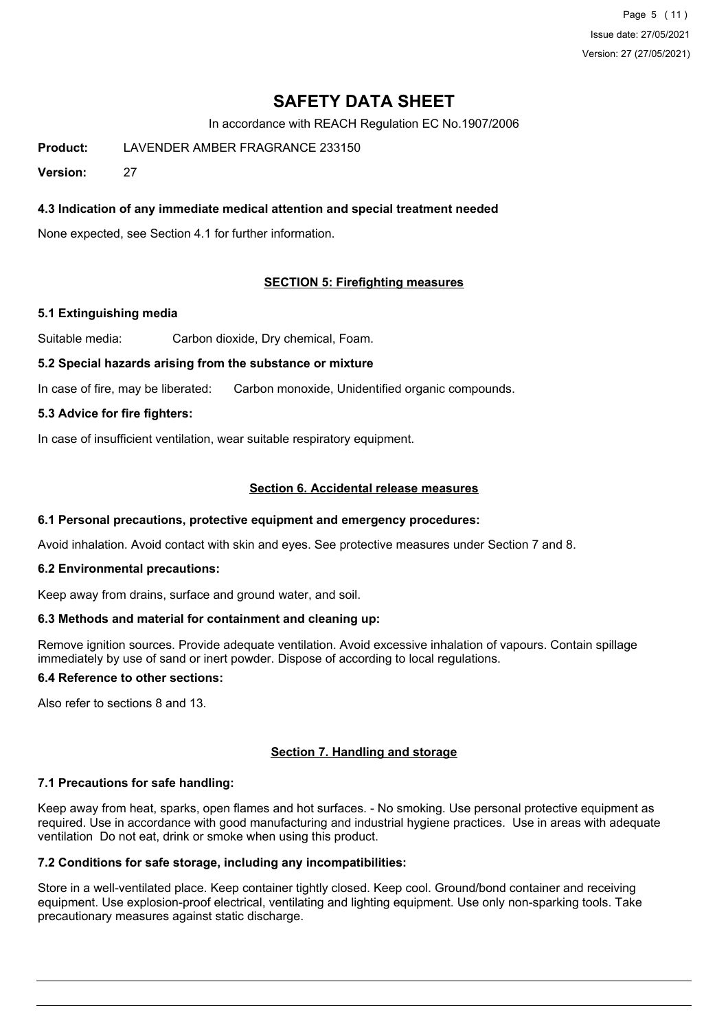# SAFETY DATA SHEET

In accordance with REACH Regulation EC No.1907/2006

**Product:** LAVENDER AMBER FRAGRANCE 233150

**Version:** 27

### 4.3 Indication of any immediate medical attention and special treatment needed

None expected, see Section 4.1 for further information.

## SECTION 5: Firefighting measures

### 5.1 Extinguishing media

Suitable media: Carbon dioxide, Dry chemical, Foam.

### 5.2 Special hazards arising from the substance or mixture

In case of fire, may be liberated: Carbon monoxide, Unidentified organic compounds.

### 5.3 Advice for fire fighters:

In case of insufficient ventilation, wear suitable respiratory equipment.

## Section 6. Accidental release measures

### 6.1 Personal precautions, protective equipment and emergency procedures:

Avoid inhalation. Avoid contact with skin and eyes. See protective measures under Section 7 and 8.

### 6.2 Environmental precautions:

Keep away from drains, surface and ground water, and soil.

### 6.3 Methods and material for containment and cleaning up:

Remove ignition sources. Provide adequate ventilation. Avoid excessive inhalation of vapours. Contain spillage immediately by use of sand or inert powder. Dispose of according to local regulations.

### 6.4 Reference to other sections:

Also refer to sections 8 and 13.

## Section 7. Handling and storage

### 7.1 Precautions for safe handling:

Keep away from heat, sparks, open flames and hot surfaces. - No smoking. Use personal protective equipment as required. Use in accordance with good manufacturing and industrial hygiene practices. Use in areas with adequate ventilation Do not eat, drink or smoke when using this product.

### 7.2 Conditions for safe storage, including any incompatibilities:

Store in a well-ventilated place. Keep container tightly closed. Keep cool. Ground/bond container and receiving equipment. Use explosion-proof electrical, ventilating and lighting equipment. Use only non-sparking tools. Take precautionary measures against static discharge.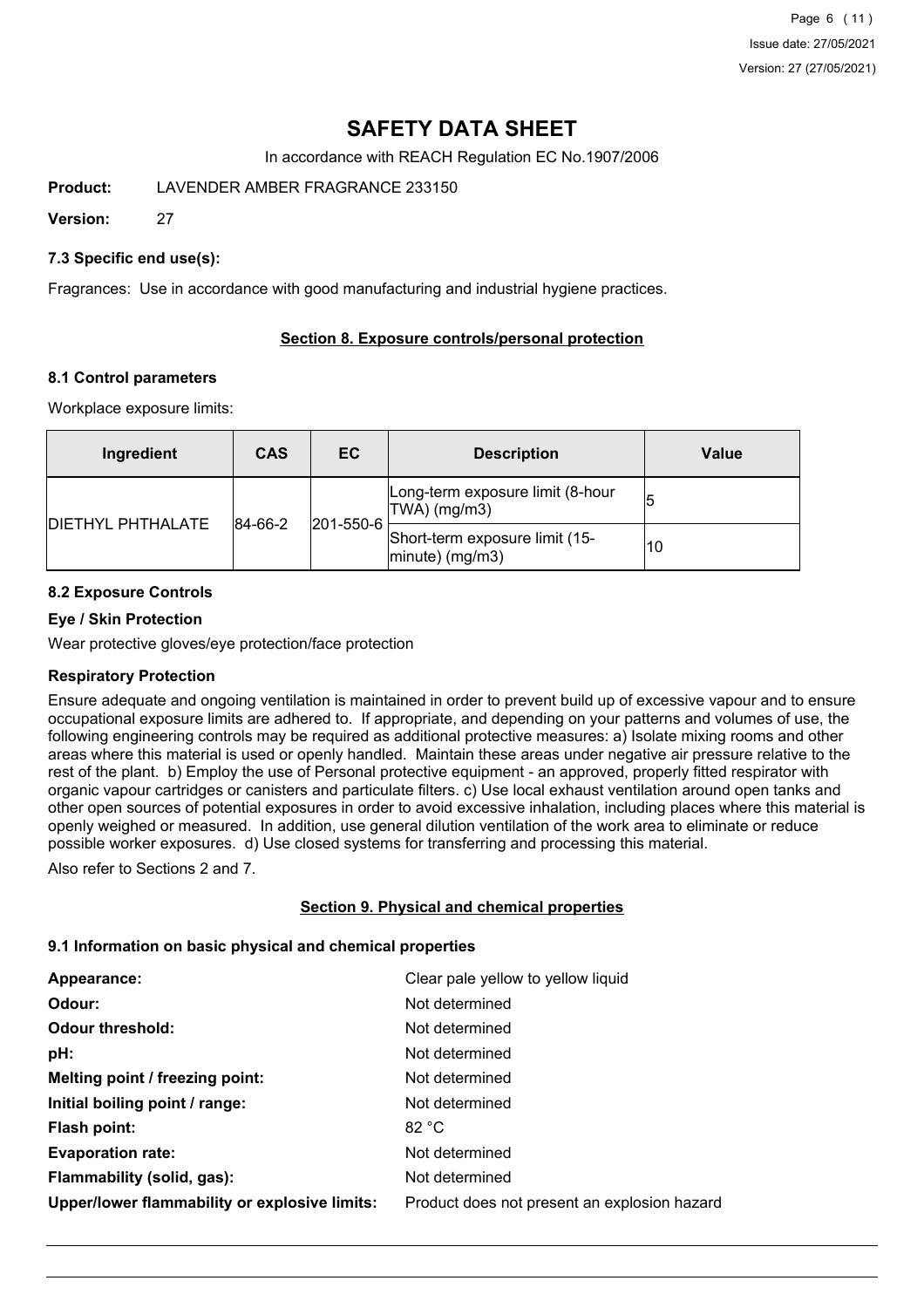# SAFETY DATA SHEET

In accordance with REACH Regulation EC No.1907/2006

**Product:** LAVENDER AMBER FRAGRANCE 233150

**Version:** 27

### 7.3 Specific end use(s):

Fragrances: Use in accordance with good manufacturing and industrial hygiene practices.

## Section 8. Exposure controls/personal protection

### 8.1 Control parameters

Workplace exposure limits:

| Ingredient | CAS | EC | Description | Value |
|---|---|---|---|---|
| DIETHYL PHTHALATE | 84-66-2 | 201-550-6 | Long-term exposure limit (8-hour TWA) (mg/m3) | 5 |
| | | | Short-term exposure limit (15-minute) (mg/m3) | 10 |

### 8.2 Exposure Controls

**Eye / Skin Protection**

Wear protective gloves/eye protection/face protection

**Respiratory Protection**

Ensure adequate and ongoing ventilation is maintained in order to prevent build up of excessive vapour and to ensure occupational exposure limits are adhered to. If appropriate, and depending on your patterns and volumes of use, the following engineering controls may be required as additional protective measures: a) Isolate mixing rooms and other areas where this material is used or openly handled. Maintain these areas under negative air pressure relative to the rest of the plant. b) Employ the use of Personal protective equipment - an approved, properly fitted respirator with organic vapour cartridges or canisters and particulate filters. c) Use local exhaust ventilation around open tanks and other open sources of potential exposures in order to avoid excessive inhalation, including places where this material is openly weighed or measured. In addition, use general dilution ventilation of the work area to eliminate or reduce possible worker exposures. d) Use closed systems for transferring and processing this material.

Also refer to Sections 2 and 7.

## Section 9. Physical and chemical properties

### 9.1 Information on basic physical and chemical properties

**Appearance:** Clear pale yellow to yellow liquid

**Odour:** Not determined

**Odour threshold:** Not determined

**pH:** Not determined

**Melting point / freezing point:** Not determined

**Initial boiling point / range:** Not determined

**Flash point:** 82 °C

**Evaporation rate:** Not determined

**Flammability (solid, gas):** Not determined

**Upper/lower flammability or explosive limits:** Product does not present an explosion hazard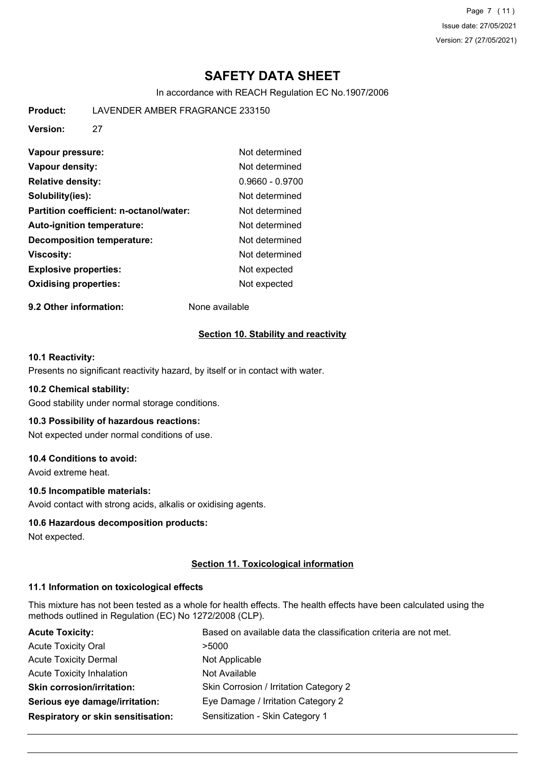# SAFETY DATA SHEET

In accordance with REACH Regulation EC No.1907/2006

**Product:** LAVENDER AMBER FRAGRANCE 233150

**Version:** 27

| | |
|---|---|
| **Vapour pressure:** | Not determined |
| **Vapour density:** | Not determined |
| **Relative density:** | 0.9660 - 0.9700 |
| **Solubility(ies):** | Not determined |
| **Partition coefficient: n-octanol/water:** | Not determined |
| **Auto-ignition temperature:** | Not determined |
| **Decomposition temperature:** | Not determined |
| **Viscosity:** | Not determined |
| **Explosive properties:** | Not expected |
| **Oxidising properties:** | Not expected |

**9.2 Other information:** None available

## Section 10. Stability and reactivity

### 10.1 Reactivity:

Presents no significant reactivity hazard, by itself or in contact with water.

### 10.2 Chemical stability:

Good stability under normal storage conditions.

### 10.3 Possibility of hazardous reactions:

Not expected under normal conditions of use.

### 10.4 Conditions to avoid:

Avoid extreme heat.

### 10.5 Incompatible materials:

Avoid contact with strong acids, alkalis or oxidising agents.

### 10.6 Hazardous decomposition products:

Not expected.

## Section 11. Toxicological information

### 11.1 Information on toxicological effects

This mixture has not been tested as a whole for health effects. The health effects have been calculated using the methods outlined in Regulation (EC) No 1272/2008 (CLP).

| | |
|---|---|
| **Acute Toxicity:** | Based on available data the classification criteria are not met. |
| Acute Toxicity Oral | >5000 |
| Acute Toxicity Dermal | Not Applicable |
| Acute Toxicity Inhalation | Not Available |
| **Skin corrosion/irritation:** | Skin Corrosion / Irritation Category 2 |
| **Serious eye damage/irritation:** | Eye Damage / Irritation Category 2 |
| **Respiratory or skin sensitisation:** | Sensitization - Skin Category 1 |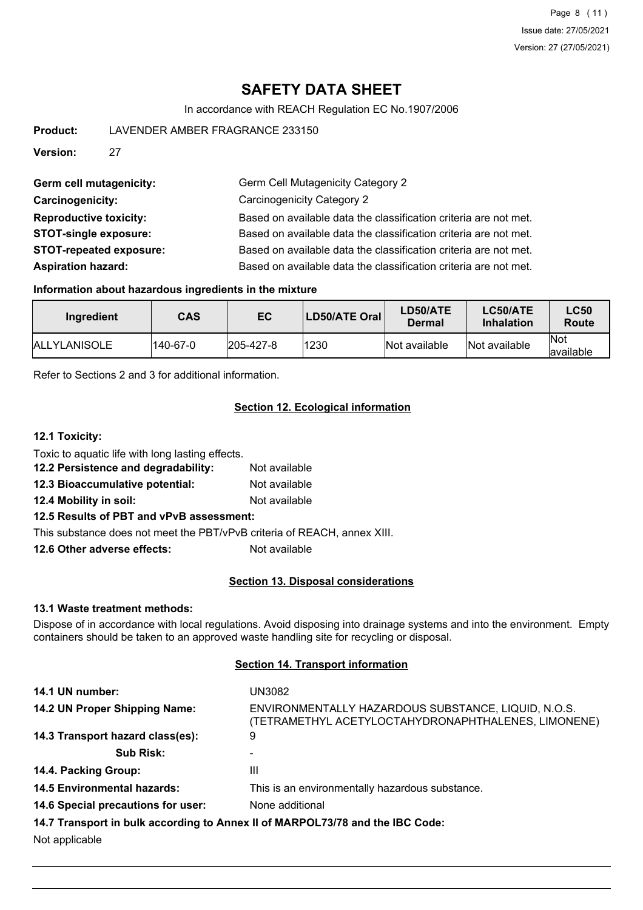# SAFETY DATA SHEET

In accordance with REACH Regulation EC No.1907/2006

**Product:** LAVENDER AMBER FRAGRANCE 233150

**Version:** 27

**Germ cell mutagenicity:** Germ Cell Mutagenicity Category 2

**Carcinogenicity:** Carcinogenicity Category 2

**Reproductive toxicity:** Based on available data the classification criteria are not met.

**STOT-single exposure:** Based on available data the classification criteria are not met.

**STOT-repeated exposure:** Based on available data the classification criteria are not met.

**Aspiration hazard:** Based on available data the classification criteria are not met.

### Information about hazardous ingredients in the mixture

| Ingredient | CAS | EC | LD50/ATE Oral | LD50/ATE Dermal | LC50/ATE Inhalation | LC50 Route |
|---|---|---|---|---|---|---|
| ALLYLANISOLE | 140-67-0 | 205-427-8 | 1230 | Not available | Not available | Not available |

Refer to Sections 2 and 3 for additional information.

## Section 12. Ecological information

### 12.1 Toxicity:

Toxic to aquatic life with long lasting effects.

**12.2 Persistence and degradability:** Not available

**12.3 Bioaccumulative potential:** Not available

**12.4 Mobility in soil:** Not available

**12.5 Results of PBT and vPvB assessment:**

This substance does not meet the PBT/vPvB criteria of REACH, annex XIII.

**12.6 Other adverse effects:** Not available

## Section 13. Disposal considerations

### 13.1 Waste treatment methods:

Dispose of in accordance with local regulations. Avoid disposing into drainage systems and into the environment. Empty containers should be taken to an approved waste handling site for recycling or disposal.

## Section 14. Transport information

**14.1 UN number:** UN3082

**14.2 UN Proper Shipping Name:** ENVIRONMENTALLY HAZARDOUS SUBSTANCE, LIQUID, N.O.S. (TETRAMETHYL ACETYLOCTAHYDRONAPHTHALENES, LIMONENE)

**14.3 Transport hazard class(es):** 9

**Sub Risk:** -

**14.4. Packing Group:** III

**14.5 Environmental hazards:** This is an environmentally hazardous substance.

**14.6 Special precautions for user:** None additional

**14.7 Transport in bulk according to Annex II of MARPOL73/78 and the IBC Code:**

Not applicable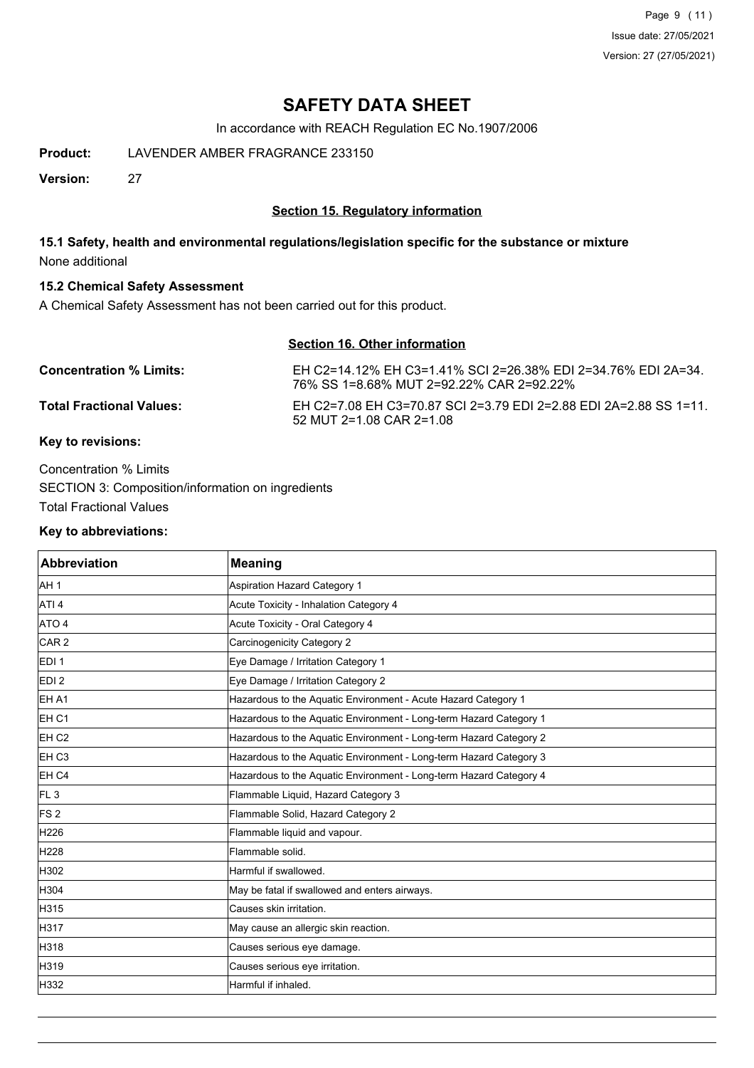# SAFETY DATA SHEET

In accordance with REACH Regulation EC No.1907/2006

**Product:** LAVENDER AMBER FRAGRANCE 233150

**Version:** 27

## Section 15. Regulatory information

### 15.1 Safety, health and environmental regulations/legislation specific for the substance or mixture

None additional

### 15.2 Chemical Safety Assessment

A Chemical Safety Assessment has not been carried out for this product.

## Section 16. Other information

**Concentration % Limits:** EH C2=14.12% EH C3=1.41% SCI 2=26.38% EDI 2=34.76% EDI 2A=34.76% SS 1=8.68% MUT 2=92.22% CAR 2=92.22%

**Total Fractional Values:** EH C2=7.08 EH C3=70.87 SCI 2=3.79 EDI 2=2.88 EDI 2A=2.88 SS 1=11.52 MUT 2=1.08 CAR 2=1.08

**Key to revisions:**

Concentration % Limits

SECTION 3: Composition/information on ingredients

Total Fractional Values

**Key to abbreviations:**

| Abbreviation | Meaning |
|---|---|
| AH 1 | Aspiration Hazard Category 1 |
| ATI 4 | Acute Toxicity - Inhalation Category 4 |
| ATO 4 | Acute Toxicity - Oral Category 4 |
| CAR 2 | Carcinogenicity Category 2 |
| EDI 1 | Eye Damage / Irritation Category 1 |
| EDI 2 | Eye Damage / Irritation Category 2 |
| EH A1 | Hazardous to the Aquatic Environment - Acute Hazard Category 1 |
| EH C1 | Hazardous to the Aquatic Environment - Long-term Hazard Category 1 |
| EH C2 | Hazardous to the Aquatic Environment - Long-term Hazard Category 2 |
| EH C3 | Hazardous to the Aquatic Environment - Long-term Hazard Category 3 |
| EH C4 | Hazardous to the Aquatic Environment - Long-term Hazard Category 4 |
| FL 3 | Flammable Liquid, Hazard Category 3 |
| FS 2 | Flammable Solid, Hazard Category 2 |
| H226 | Flammable liquid and vapour. |
| H228 | Flammable solid. |
| H302 | Harmful if swallowed. |
| H304 | May be fatal if swallowed and enters airways. |
| H315 | Causes skin irritation. |
| H317 | May cause an allergic skin reaction. |
| H318 | Causes serious eye damage. |
| H319 | Causes serious eye irritation. |
| H332 | Harmful if inhaled. |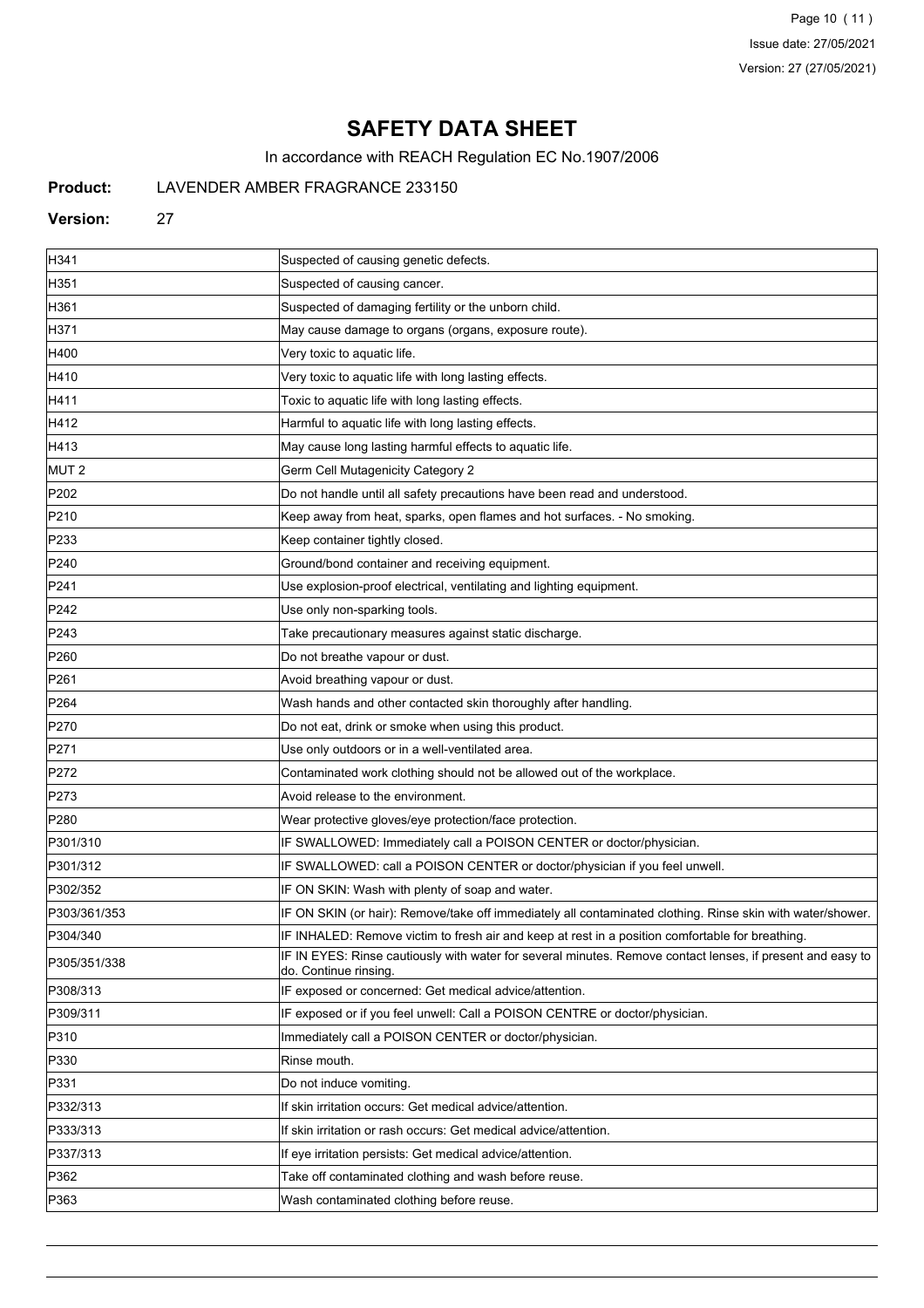# SAFETY DATA SHEET

In accordance with REACH Regulation EC No.1907/2006

**Product:** LAVENDER AMBER FRAGRANCE 233150

**Version:** 27

| | |
|---|---|
| H341 | Suspected of causing genetic defects. |
| H351 | Suspected of causing cancer. |
| H361 | Suspected of damaging fertility or the unborn child. |
| H371 | May cause damage to organs (organs, exposure route). |
| H400 | Very toxic to aquatic life. |
| H410 | Very toxic to aquatic life with long lasting effects. |
| H411 | Toxic to aquatic life with long lasting effects. |
| H412 | Harmful to aquatic life with long lasting effects. |
| H413 | May cause long lasting harmful effects to aquatic life. |
| MUT 2 | Germ Cell Mutagenicity Category 2 |
| P202 | Do not handle until all safety precautions have been read and understood. |
| P210 | Keep away from heat, sparks, open flames and hot surfaces. - No smoking. |
| P233 | Keep container tightly closed. |
| P240 | Ground/bond container and receiving equipment. |
| P241 | Use explosion-proof electrical, ventilating and lighting equipment. |
| P242 | Use only non-sparking tools. |
| P243 | Take precautionary measures against static discharge. |
| P260 | Do not breathe vapour or dust. |
| P261 | Avoid breathing vapour or dust. |
| P264 | Wash hands and other contacted skin thoroughly after handling. |
| P270 | Do not eat, drink or smoke when using this product. |
| P271 | Use only outdoors or in a well-ventilated area. |
| P272 | Contaminated work clothing should not be allowed out of the workplace. |
| P273 | Avoid release to the environment. |
| P280 | Wear protective gloves/eye protection/face protection. |
| P301/310 | IF SWALLOWED: Immediately call a POISON CENTER or doctor/physician. |
| P301/312 | IF SWALLOWED: call a POISON CENTER or doctor/physician if you feel unwell. |
| P302/352 | IF ON SKIN: Wash with plenty of soap and water. |
| P303/361/353 | IF ON SKIN (or hair): Remove/take off immediately all contaminated clothing. Rinse skin with water/shower. |
| P304/340 | IF INHALED: Remove victim to fresh air and keep at rest in a position comfortable for breathing. |
| P305/351/338 | IF IN EYES: Rinse cautiously with water for several minutes. Remove contact lenses, if present and easy to do. Continue rinsing. |
| P308/313 | IF exposed or concerned: Get medical advice/attention. |
| P309/311 | IF exposed or if you feel unwell: Call a POISON CENTRE or doctor/physician. |
| P310 | Immediately call a POISON CENTER or doctor/physician. |
| P330 | Rinse mouth. |
| P331 | Do not induce vomiting. |
| P332/313 | If skin irritation occurs: Get medical advice/attention. |
| P333/313 | If skin irritation or rash occurs: Get medical advice/attention. |
| P337/313 | If eye irritation persists: Get medical advice/attention. |
| P362 | Take off contaminated clothing and wash before reuse. |
| P363 | Wash contaminated clothing before reuse. |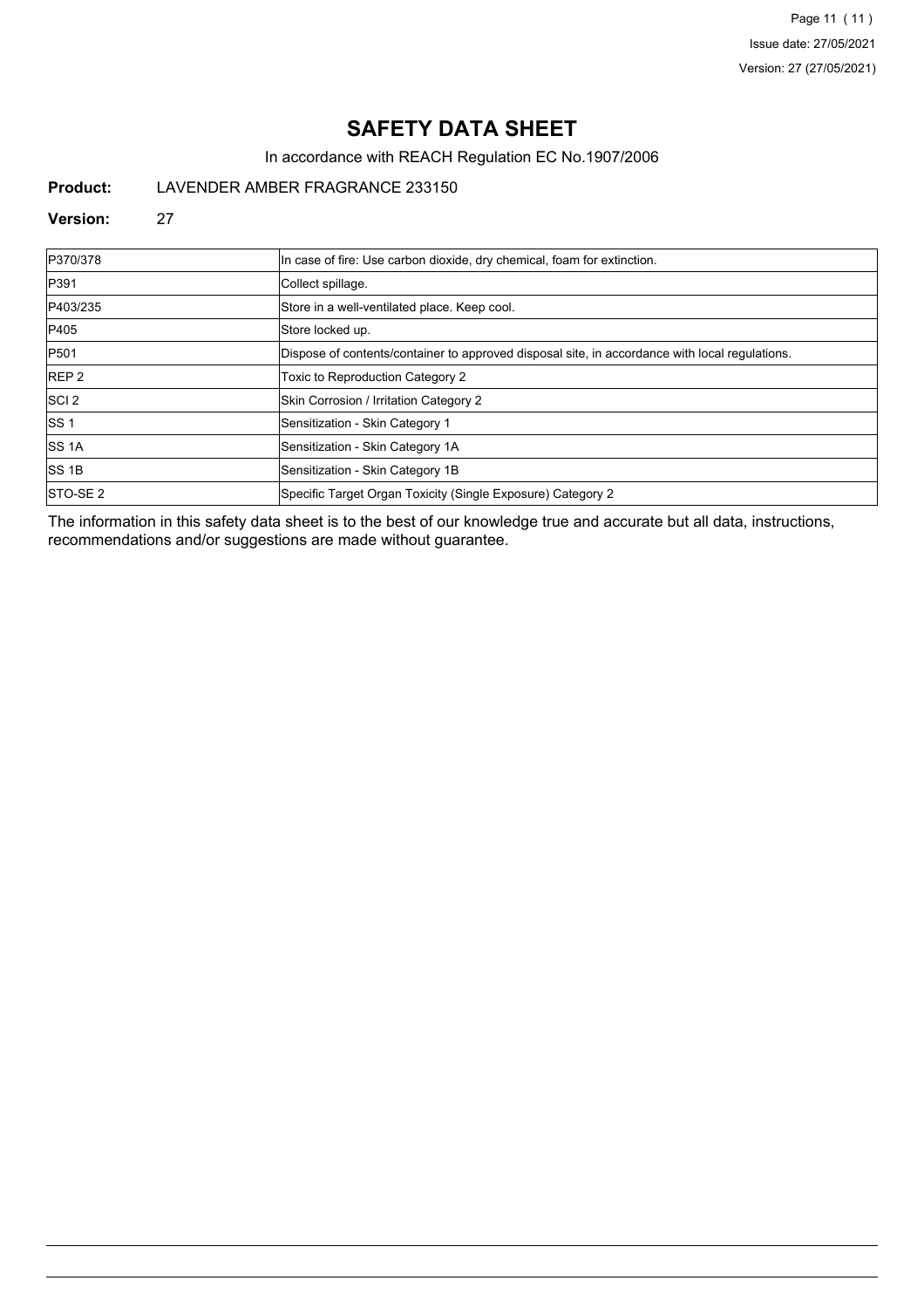# SAFETY DATA SHEET

In accordance with REACH Regulation EC No.1907/2006

**Product:** LAVENDER AMBER FRAGRANCE 233150

**Version:** 27

| | |
|---|---|
| P370/378 | In case of fire: Use carbon dioxide, dry chemical, foam for extinction. |
| P391 | Collect spillage. |
| P403/235 | Store in a well-ventilated place. Keep cool. |
| P405 | Store locked up. |
| P501 | Dispose of contents/container to approved disposal site, in accordance with local regulations. |
| REP 2 | Toxic to Reproduction Category 2 |
| SCI 2 | Skin Corrosion / Irritation Category 2 |
| SS 1 | Sensitization - Skin Category 1 |
| SS 1A | Sensitization - Skin Category 1A |
| SS 1B | Sensitization - Skin Category 1B |
| STO-SE 2 | Specific Target Organ Toxicity (Single Exposure) Category 2 |

The information in this safety data sheet is to the best of our knowledge true and accurate but all data, instructions, recommendations and/or suggestions are made without guarantee.